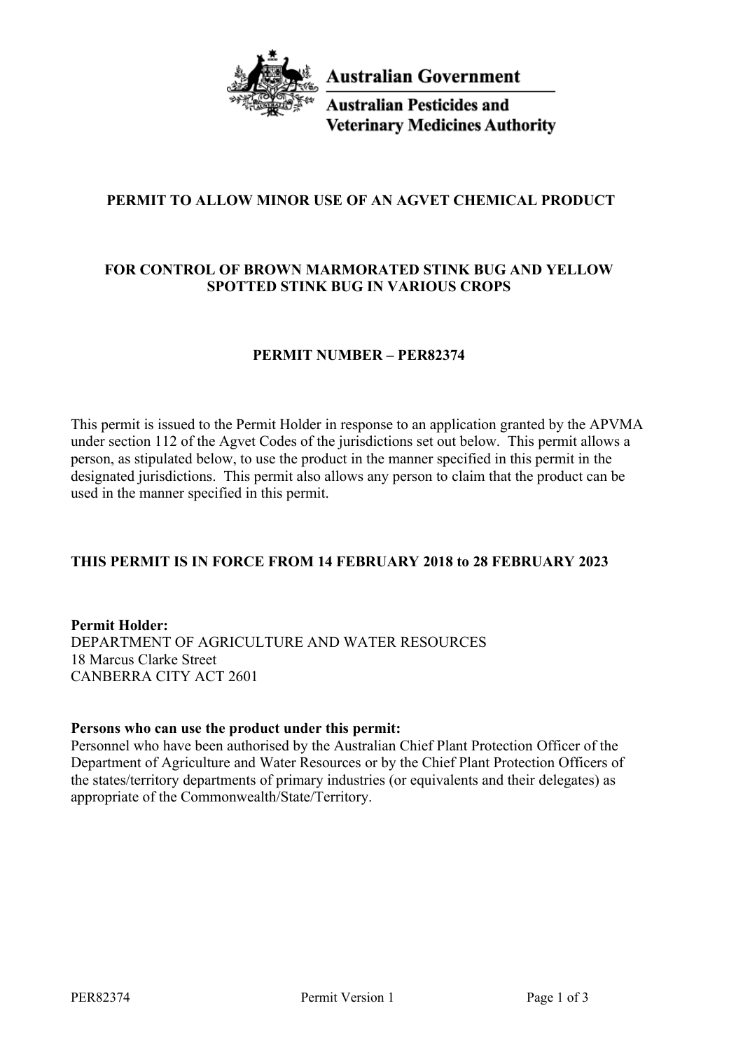Australian Government

Australian Pesticides and Veterinary Medicines Authority

# PERMIT TO ALLOW MINOR USE OF AN AGVET CHEMICAL PRODUCT

## FOR CONTROL OF BROWN MARMORATED STINK BUG AND YELLOW SPOTTED STINK BUG IN VARIOUS CROPS

## PERMIT NUMBER – PER82374

This permit is issued to the Permit Holder in response to an application granted by the APVMA under section 112 of the Agvet Codes of the jurisdictions set out below. This permit allows a person, as stipulated below, to use the product in the manner specified in this permit in the designated jurisdictions. This permit also allows any person to claim that the product can be used in the manner specified in this permit.

**THIS PERMIT IS IN FORCE FROM 14 FEBRUARY 2018 to 28 FEBRUARY 2023**

**Permit Holder:**
DEPARTMENT OF AGRICULTURE AND WATER RESOURCES
18 Marcus Clarke Street
CANBERRA CITY ACT 2601

**Persons who can use the product under this permit:**
Personnel who have been authorised by the Australian Chief Plant Protection Officer of the Department of Agriculture and Water Resources or by the Chief Plant Protection Officers of the states/territory departments of primary industries (or equivalents and their delegates) as appropriate of the Commonwealth/State/Territory.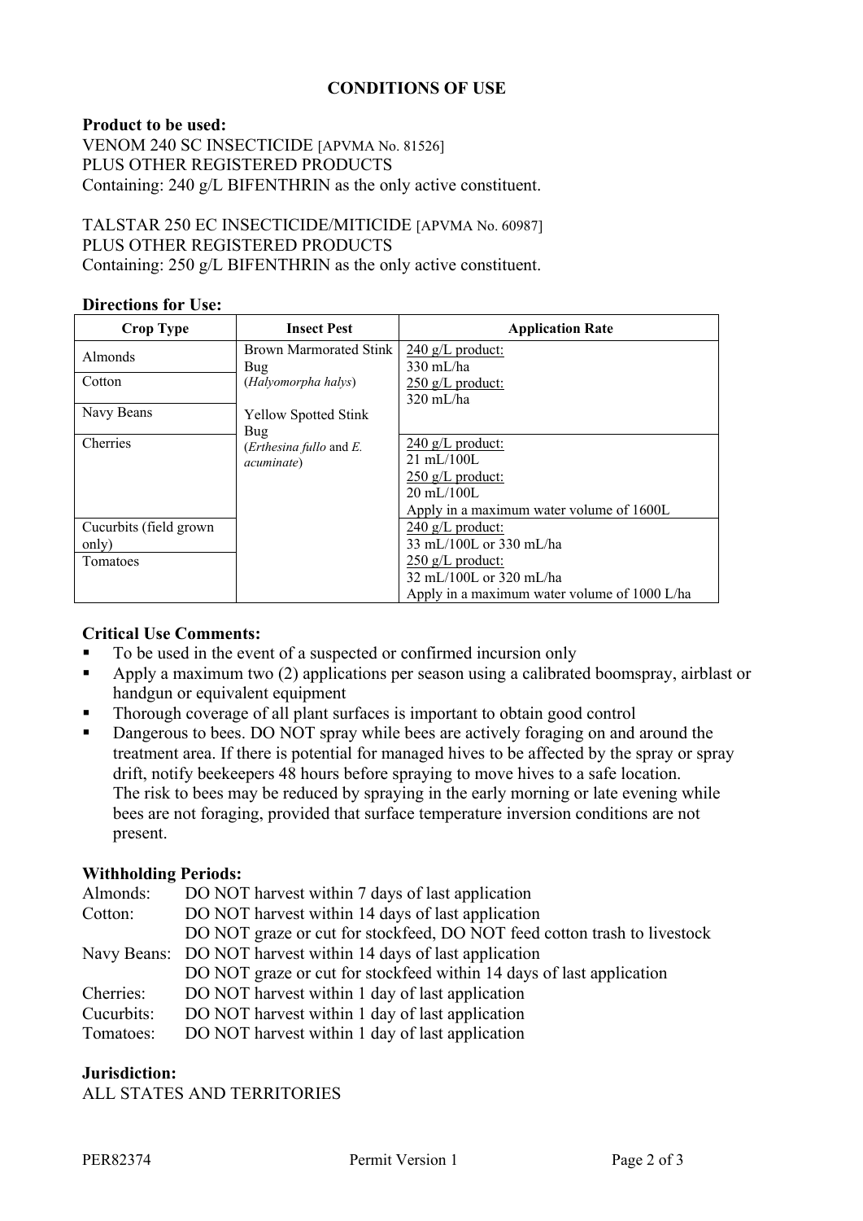## CONDITIONS OF USE

**Product to be used:**
VENOM 240 SC INSECTICIDE [APVMA No. 81526]
PLUS OTHER REGISTERED PRODUCTS
Containing: 240 g/L BIFENTHRIN as the only active constituent.

TALSTAR 250 EC INSECTICIDE/MITICIDE [APVMA No. 60987]
PLUS OTHER REGISTERED PRODUCTS
Containing: 250 g/L BIFENTHRIN as the only active constituent.

**Directions for Use:**

| Crop Type | Insect Pest | Application Rate |
|---|---|---|
| Almonds | Brown Marmorated Stink Bug (*Halyomorpha halys*)<br><br>Yellow Spotted Stink Bug (*Erthesina fullo* and *E. acuminate*) | 240 g/L product:<br>330 mL/ha<br>250 g/L product:<br>320 mL/ha |
| Cotton | | |
| Navy Beans | | |
| Cherries | | 240 g/L product:<br>21 mL/100L<br>250 g/L product:<br>20 mL/100L<br>Apply in a maximum water volume of 1600L |
| Cucurbits (field grown only) | | 240 g/L product:<br>33 mL/100L or 330 mL/ha<br>250 g/L product:<br>32 mL/100L or 320 mL/ha<br>Apply in a maximum water volume of 1000 L/ha |
| Tomatoes | | |

**Critical Use Comments:**

- To be used in the event of a suspected or confirmed incursion only
- Apply a maximum two (2) applications per season using a calibrated boomspray, airblast or handgun or equivalent equipment
- Thorough coverage of all plant surfaces is important to obtain good control
- Dangerous to bees. DO NOT spray while bees are actively foraging on and around the treatment area. If there is potential for managed hives to be affected by the spray or spray drift, notify beekeepers 48 hours before spraying to move hives to a safe location.
  The risk to bees may be reduced by spraying in the early morning or late evening while bees are not foraging, provided that surface temperature inversion conditions are not present.

**Withholding Periods:**

Almonds: DO NOT harvest within 7 days of last application
Cotton: DO NOT harvest within 14 days of last application
DO NOT graze or cut for stockfeed, DO NOT feed cotton trash to livestock
Navy Beans: DO NOT harvest within 14 days of last application
DO NOT graze or cut for stockfeed within 14 days of last application
Cherries: DO NOT harvest within 1 day of last application
Cucurbits: DO NOT harvest within 1 day of last application
Tomatoes: DO NOT harvest within 1 day of last application

**Jurisdiction:**
ALL STATES AND TERRITORIES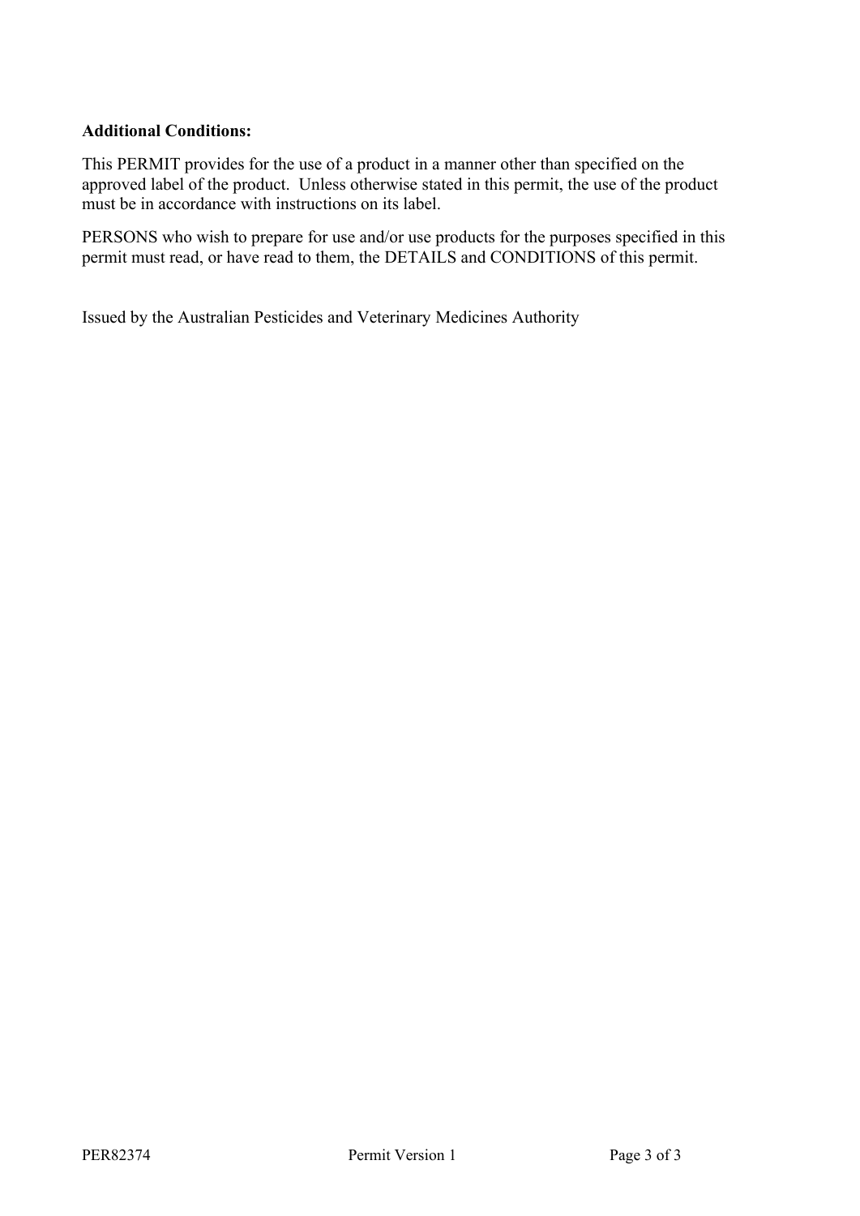**Additional Conditions:**

This PERMIT provides for the use of a product in a manner other than specified on the approved label of the product. Unless otherwise stated in this permit, the use of the product must be in accordance with instructions on its label.

PERSONS who wish to prepare for use and/or use products for the purposes specified in this permit must read, or have read to them, the DETAILS and CONDITIONS of this permit.

Issued by the Australian Pesticides and Veterinary Medicines Authority